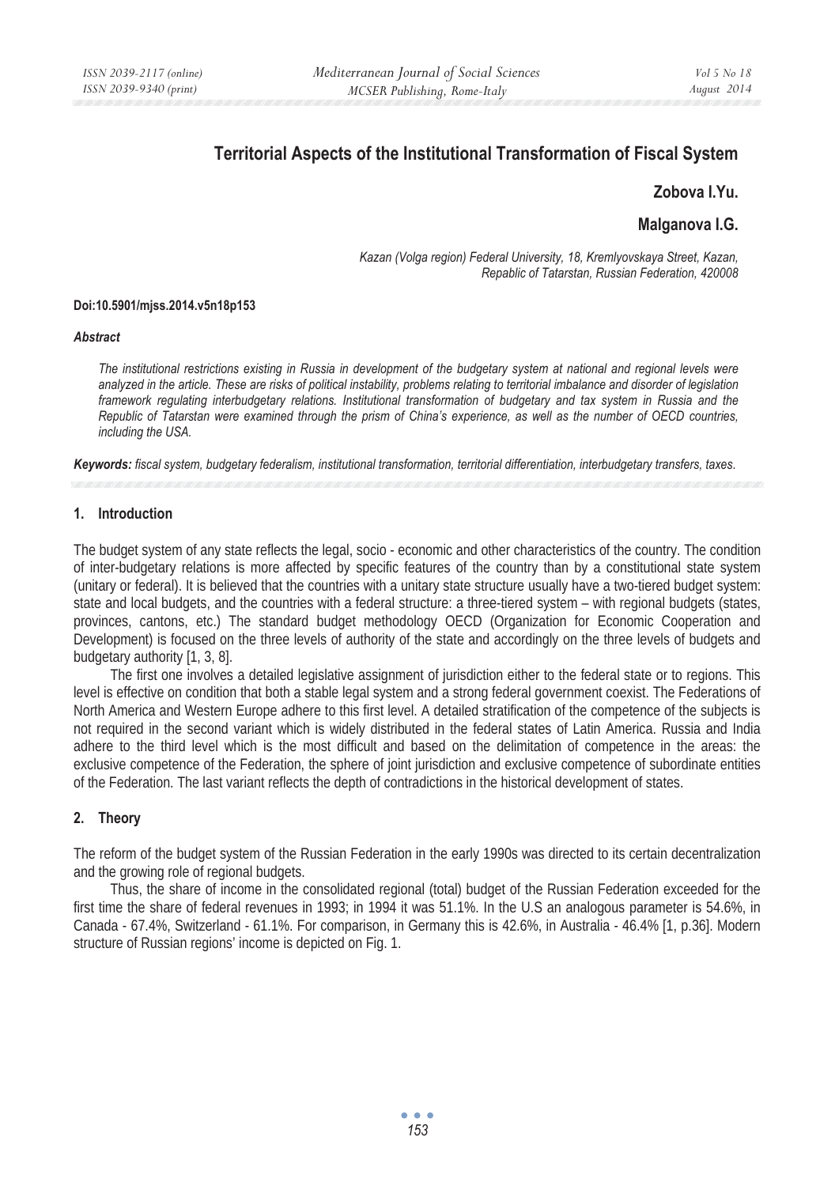# Territorial Aspects of the Institutional Transformation of Fiscal System

**Zobova I.Yu.**

**Malganova I.G.**

*Kazan (Volga region) Federal University, 18, Kremlyovskaya Street, Kazan, Repablic of Tatarstan, Russian Federation, 420008*

**Doi:10.5901/mjss.2014.v5n18p153**

***Abstract***

*The institutional restrictions existing in Russia in development of the budgetary system at national and regional levels were analyzed in the article. These are risks of political instability, problems relating to territorial imbalance and disorder of legislation framework regulating interbudgetary relations. Institutional transformation of budgetary and tax system in Russia and the Republic of Tatarstan were examined through the prism of China's experience, as well as the number of OECD countries, including the USA.*

***Keywords:*** *fiscal system, budgetary federalism, institutional transformation, territorial differentiation, interbudgetary transfers, taxes.*

## 1. Introduction

The budget system of any state reflects the legal, socio - economic and other characteristics of the country. The condition of inter-budgetary relations is more affected by specific features of the country than by a constitutional state system (unitary or federal). It is believed that the countries with a unitary state structure usually have a two-tiered budget system: state and local budgets, and the countries with a federal structure: a three-tiered system – with regional budgets (states, provinces, cantons, etc.) The standard budget methodology OECD (Organization for Economic Cooperation and Development) is focused on the three levels of authority of the state and accordingly on the three levels of budgets and budgetary authority [1, 3, 8].

The first one involves a detailed legislative assignment of jurisdiction either to the federal state or to regions. This level is effective on condition that both a stable legal system and a strong federal government coexist. The Federations of North America and Western Europe adhere to this first level. A detailed stratification of the competence of the subjects is not required in the second variant which is widely distributed in the federal states of Latin America. Russia and India adhere to the third level which is the most difficult and based on the delimitation of competence in the areas: the exclusive competence of the Federation, the sphere of joint jurisdiction and exclusive competence of subordinate entities of the Federation. The last variant reflects the depth of contradictions in the historical development of states.

## 2. Theory

The reform of the budget system of the Russian Federation in the early 1990s was directed to its certain decentralization and the growing role of regional budgets.

Thus, the share of income in the consolidated regional (total) budget of the Russian Federation exceeded for the first time the share of federal revenues in 1993; in 1994 it was 51.1%. In the U.S an analogous parameter is 54.6%, in Canada - 67.4%, Switzerland - 61.1%. For comparison, in Germany this is 42.6%, in Australia - 46.4% [1, p.36]. Modern structure of Russian regions' income is depicted on Fig. 1.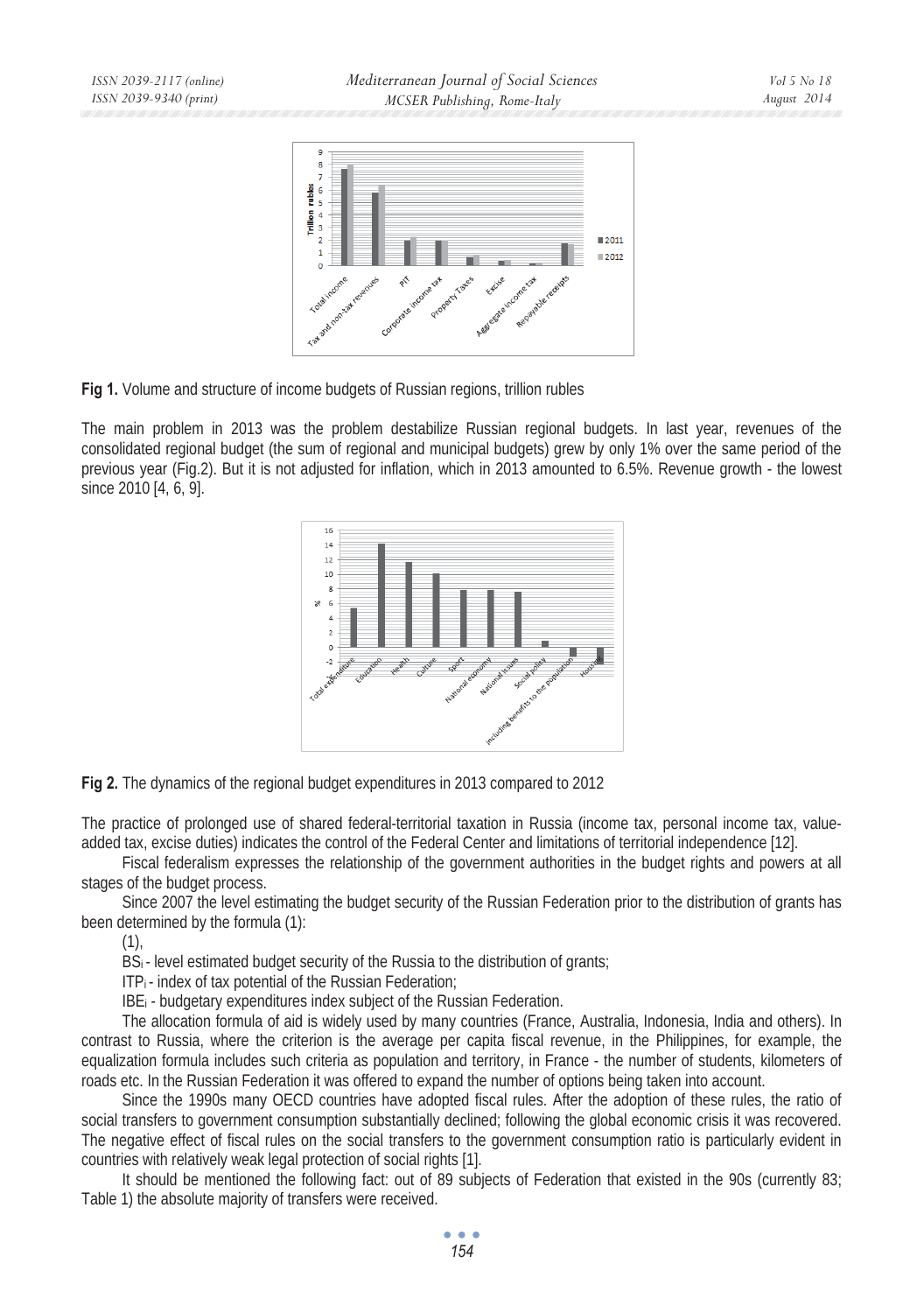**Fig 1.** Volume and structure of income budgets of Russian regions, trillion rubles

The main problem in 2013 was the problem destabilize Russian regional budgets. In last year, revenues of the consolidated regional budget (the sum of regional and municipal budgets) grew by only 1% over the same period of the previous year (Fig.2). But it is not adjusted for inflation, which in 2013 amounted to 6.5%. Revenue growth - the lowest since 2010 [4, 6, 9].

**Fig 2.** The dynamics of the regional budget expenditures in 2013 compared to 2012

The practice of prolonged use of shared federal-territorial taxation in Russia (income tax, personal income tax, value-added tax, excise duties) indicates the control of the Federal Center and limitations of territorial independence [12].

Fiscal federalism expresses the relationship of the government authorities in the budget rights and powers at all stages of the budget process.

Since 2007 the level estimating the budget security of the Russian Federation prior to the distribution of grants has been determined by the formula (1):

(1),

$BS_i$ - level estimated budget security of the Russia to the distribution of grants;

$ITP_i$ - index of tax potential of the Russian Federation;

$IBE_i$ - budgetary expenditures index subject of the Russian Federation.

The allocation formula of aid is widely used by many countries (France, Australia, Indonesia, India and others). In contrast to Russia, where the criterion is the average per capita fiscal revenue, in the Philippines, for example, the equalization formula includes such criteria as population and territory, in France - the number of students, kilometers of roads etc. In the Russian Federation it was offered to expand the number of options being taken into account.

Since the 1990s many OECD countries have adopted fiscal rules. After the adoption of these rules, the ratio of social transfers to government consumption substantially declined; following the global economic crisis it was recovered. The negative effect of fiscal rules on the social transfers to the government consumption ratio is particularly evident in countries with relatively weak legal protection of social rights [1].

It should be mentioned the following fact: out of 89 subjects of Federation that existed in the 90s (currently 83; Table 1) the absolute majority of transfers were received.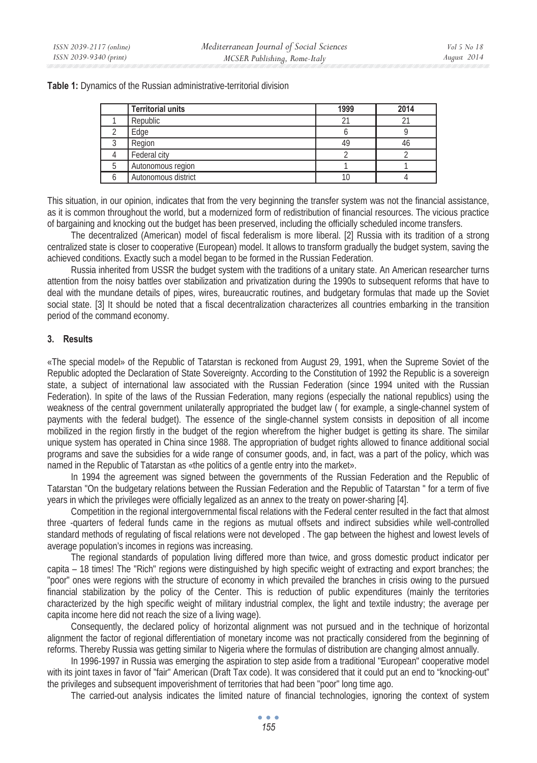**Table 1:** Dynamics of the Russian administrative-territorial division

| | Territorial units | 1999 | 2014 |
|---|---|---|---|
| 1 | Republic | 21 | 21 |
| 2 | Edge | 6 | 9 |
| 3 | Region | 49 | 46 |
| 4 | Federal city | 2 | 2 |
| 5 | Autonomous region | 1 | 1 |
| 6 | Autonomous district | 10 | 4 |

This situation, in our opinion, indicates that from the very beginning the transfer system was not the financial assistance, as it is common throughout the world, but a modernized form of redistribution of financial resources. The vicious practice of bargaining and knocking out the budget has been preserved, including the officially scheduled income transfers.

The decentralized (American) model of fiscal federalism is more liberal. [2] Russia with its tradition of a strong centralized state is closer to cooperative (European) model. It allows to transform gradually the budget system, saving the achieved conditions. Exactly such a model began to be formed in the Russian Federation.

Russia inherited from USSR the budget system with the traditions of a unitary state. An American researcher turns attention from the noisy battles over stabilization and privatization during the 1990s to subsequent reforms that have to deal with the mundane details of pipes, wires, bureaucratic routines, and budgetary formulas that made up the Soviet social state. [3] It should be noted that a fiscal decentralization characterizes all countries embarking in the transition period of the command economy.

## 3. Results

«The special model» of the Republic of Tatarstan is reckoned from August 29, 1991, when the Supreme Soviet of the Republic adopted the Declaration of State Sovereignty. According to the Constitution of 1992 the Republic is a sovereign state, a subject of international law associated with the Russian Federation (since 1994 united with the Russian Federation). In spite of the laws of the Russian Federation, many regions (especially the national republics) using the weakness of the central government unilaterally appropriated the budget law ( for example, a single-channel system of payments with the federal budget). The essence of the single-channel system consists in deposition of all income mobilized in the region firstly in the budget of the region wherefrom the higher budget is getting its share. The similar unique system has operated in China since 1988. The appropriation of budget rights allowed to finance additional social programs and save the subsidies for a wide range of consumer goods, and, in fact, was a part of the policy, which was named in the Republic of Tatarstan as «the politics of a gentle entry into the market».

In 1994 the agreement was signed between the governments of the Russian Federation and the Republic of Tatarstan "On the budgetary relations between the Russian Federation and the Republic of Tatarstan " for a term of five years in which the privileges were officially legalized as an annex to the treaty on power-sharing [4].

Competition in the regional intergovernmental fiscal relations with the Federal center resulted in the fact that almost three -quarters of federal funds came in the regions as mutual offsets and indirect subsidies while well-controlled standard methods of regulating of fiscal relations were not developed . The gap between the highest and lowest levels of average population's incomes in regions was increasing.

The regional standards of population living differed more than twice, and gross domestic product indicator per capita – 18 times! The "Rich" regions were distinguished by high specific weight of extracting and export branches; the "poor" ones were regions with the structure of economy in which prevailed the branches in crisis owing to the pursued financial stabilization by the policy of the Center. This is reduction of public expenditures (mainly the territories characterized by the high specific weight of military industrial complex, the light and textile industry; the average per capita income here did not reach the size of a living wage).

Consequently, the declared policy of horizontal alignment was not pursued and in the technique of horizontal alignment the factor of regional differentiation of monetary income was not practically considered from the beginning of reforms. Thereby Russia was getting similar to Nigeria where the formulas of distribution are changing almost annually.

In 1996-1997 in Russia was emerging the aspiration to step aside from a traditional "European" cooperative model with its joint taxes in favor of "fair" American (Draft Tax code). It was considered that it could put an end to "knocking-out" the privileges and subsequent impoverishment of territories that had been "poor" long time ago.

The carried-out analysis indicates the limited nature of financial technologies, ignoring the context of system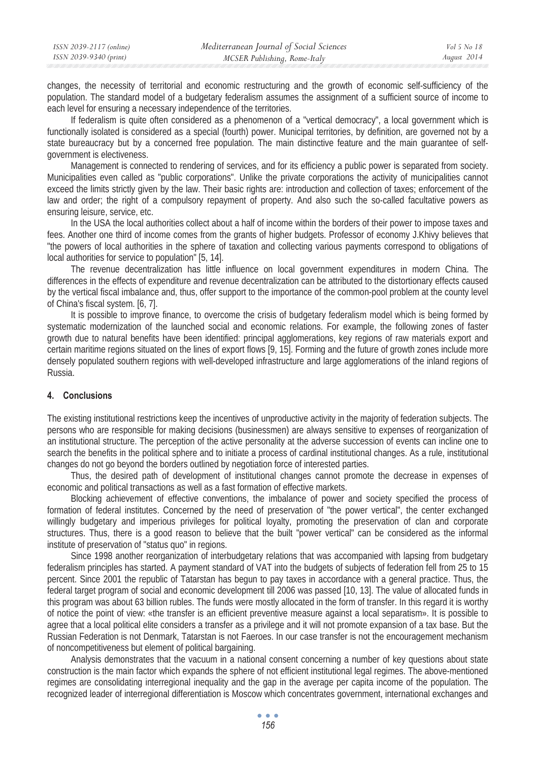changes, the necessity of territorial and economic restructuring and the growth of economic self-sufficiency of the population. The standard model of a budgetary federalism assumes the assignment of a sufficient source of income to each level for ensuring a necessary independence of the territories.

If federalism is quite often considered as a phenomenon of a "vertical democracy", a local government which is functionally isolated is considered as a special (fourth) power. Municipal territories, by definition, are governed not by a state bureaucracy but by a concerned free population. The main distinctive feature and the main guarantee of self-government is electiveness.

Management is connected to rendering of services, and for its efficiency a public power is separated from society. Municipalities even called as "public corporations". Unlike the private corporations the activity of municipalities cannot exceed the limits strictly given by the law. Their basic rights are: introduction and collection of taxes; enforcement of the law and order; the right of a compulsory repayment of property. And also such the so-called facultative powers as ensuring leisure, service, etc.

In the USA the local authorities collect about a half of income within the borders of their power to impose taxes and fees. Another one third of income comes from the grants of higher budgets. Professor of economy J.Khivy believes that "the powers of local authorities in the sphere of taxation and collecting various payments correspond to obligations of local authorities for service to population" [5, 14].

The revenue decentralization has little influence on local government expenditures in modern China. The differences in the effects of expenditure and revenue decentralization can be attributed to the distortionary effects caused by the vertical fiscal imbalance and, thus, offer support to the importance of the common-pool problem at the county level of China's fiscal system. [6, 7].

It is possible to improve finance, to overcome the crisis of budgetary federalism model which is being formed by systematic modernization of the launched social and economic relations. For example, the following zones of faster growth due to natural benefits have been identified: principal agglomerations, key regions of raw materials export and certain maritime regions situated on the lines of export flows [9, 15]. Forming and the future of growth zones include more densely populated southern regions with well-developed infrastructure and large agglomerations of the inland regions of Russia.

## 4. Conclusions

The existing institutional restrictions keep the incentives of unproductive activity in the majority of federation subjects. The persons who are responsible for making decisions (businessmen) are always sensitive to expenses of reorganization of an institutional structure. The perception of the active personality at the adverse succession of events can incline one to search the benefits in the political sphere and to initiate a process of cardinal institutional changes. As a rule, institutional changes do not go beyond the borders outlined by negotiation force of interested parties.

Thus, the desired path of development of institutional changes cannot promote the decrease in expenses of economic and political transactions as well as a fast formation of effective markets.

Blocking achievement of effective conventions, the imbalance of power and society specified the process of formation of federal institutes. Concerned by the need of preservation of "the power vertical", the center exchanged willingly budgetary and imperious privileges for political loyalty, promoting the preservation of clan and corporate structures. Thus, there is a good reason to believe that the built "power vertical" can be considered as the informal institute of preservation of "status quo" in regions.

Since 1998 another reorganization of interbudgetary relations that was accompanied with lapsing from budgetary federalism principles has started. A payment standard of VAT into the budgets of subjects of federation fell from 25 to 15 percent. Since 2001 the republic of Tatarstan has begun to pay taxes in accordance with a general practice. Thus, the federal target program of social and economic development till 2006 was passed [10, 13]. The value of allocated funds in this program was about 63 billion rubles. The funds were mostly allocated in the form of transfer. In this regard it is worthy of notice the point of view: «the transfer is an efficient preventive measure against a local separatism». It is possible to agree that a local political elite considers a transfer as a privilege and it will not promote expansion of a tax base. But the Russian Federation is not Denmark, Tatarstan is not Faeroes. In our case transfer is not the encouragement mechanism of noncompetitiveness but element of political bargaining.

Analysis demonstrates that the vacuum in a national consent concerning a number of key questions about state construction is the main factor which expands the sphere of not efficient institutional legal regimes. The above-mentioned regimes are consolidating interregional inequality and the gap in the average per capita income of the population. The recognized leader of interregional differentiation is Moscow which concentrates government, international exchanges and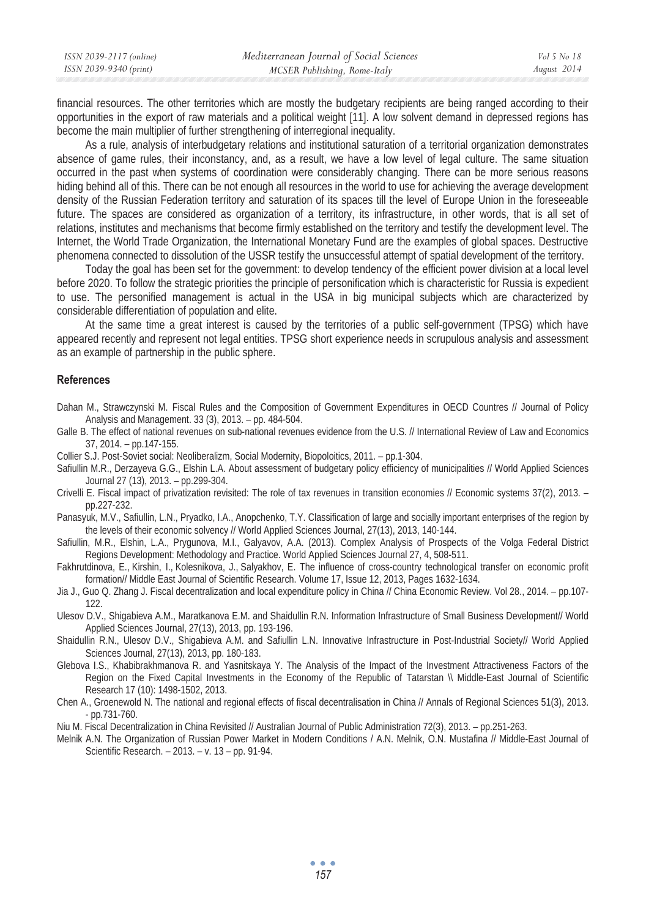financial resources. The other territories which are mostly the budgetary recipients are being ranged according to their opportunities in the export of raw materials and a political weight [11]. A low solvent demand in depressed regions has become the main multiplier of further strengthening of interregional inequality.

As a rule, analysis of interbudgetary relations and institutional saturation of a territorial organization demonstrates absence of game rules, their inconstancy, and, as a result, we have a low level of legal culture. The same situation occurred in the past when systems of coordination were considerably changing. There can be more serious reasons hiding behind all of this. There can be not enough all resources in the world to use for achieving the average development density of the Russian Federation territory and saturation of its spaces till the level of Europe Union in the foreseeable future. The spaces are considered as organization of a territory, its infrastructure, in other words, that is all set of relations, institutes and mechanisms that become firmly established on the territory and testify the development level. The Internet, the World Trade Organization, the International Monetary Fund are the examples of global spaces. Destructive phenomena connected to dissolution of the USSR testify the unsuccessful attempt of spatial development of the territory.

Today the goal has been set for the government: to develop tendency of the efficient power division at a local level before 2020. To follow the strategic priorities the principle of personification which is characteristic for Russia is expedient to use. The personified management is actual in the USA in big municipal subjects which are characterized by considerable differentiation of population and elite.

At the same time a great interest is caused by the territories of a public self-government (TPSG) which have appeared recently and represent not legal entities. TPSG short experience needs in scrupulous analysis and assessment as an example of partnership in the public sphere.

## References

Dahan M., Strawczynski M. Fiscal Rules and the Composition of Government Expenditures in OECD Countres // Journal of Policy Analysis and Management. 33 (3), 2013. – pp. 484-504.

Galle B. The effect of national revenues on sub-national revenues evidence from the U.S. // International Review of Law and Economics 37, 2014. – pp.147-155.

Collier S.J. Post-Soviet social: Neoliberalizm, Social Modernity, Biopoloitics, 2011. – pp.1-304.

Safiullin M.R., Derzayeva G.G., Elshin L.A. About assessment of budgetary policy efficiency of municipalities // World Applied Sciences Journal 27 (13), 2013. – pp.299-304.

Crivelli E. Fiscal impact of privatization revisited: The role of tax revenues in transition economies // Economic systems 37(2), 2013. – pp.227-232.

Panasyuk, M.V., Safiullin, L.N., Pryadko, I.A., Anopchenko, T.Y. Classification of large and socially important enterprises of the region by the levels of their economic solvency // World Applied Sciences Journal, 27(13), 2013, 140-144.

Safiullin, M.R., Elshin, L.A., Prygunova, M.I., Galyavov, A.A. (2013). Complex Analysis of Prospects of the Volga Federal District Regions Development: Methodology and Practice. World Applied Sciences Journal 27, 4, 508-511.

Fakhrutdinova, E., Kirshin, I., Kolesnikova, J., Salyakhov, E. The influence of cross-country technological transfer on economic profit formation// Middle East Journal of Scientific Research. Volume 17, Issue 12, 2013, Pages 1632-1634.

Jia J., Guo Q. Zhang J. Fiscal decentralization and local expenditure policy in China // China Economic Review. Vol 28., 2014. – pp.107-122.

Ulesov D.V., Shigabieva A.M., Maratkanova E.M. and Shaidullin R.N. Information Infrastructure of Small Business Development// World Applied Sciences Journal, 27(13), 2013, pp. 193-196.

Shaidullin R.N., Ulesov D.V., Shigabieva A.M. and Safiullin L.N. Innovative Infrastructure in Post-Industrial Society// World Applied Sciences Journal, 27(13), 2013, pp. 180-183.

Glebova I.S., Khabibrakhmanova R. and Yasnitskaya Y. The Analysis of the Impact of the Investment Attractiveness Factors of the Region on the Fixed Capital Investments in the Economy of the Republic of Tatarstan \\ Middle-East Journal of Scientific Research 17 (10): 1498-1502, 2013.

Chen A., Groenewold N. The national and regional effects of fiscal decentralisation in China // Annals of Regional Sciences 51(3), 2013. - pp.731-760.

Niu M. Fiscal Decentralization in China Revisited // Australian Journal of Public Administration 72(3), 2013. – pp.251-263.

Melnik A.N. The Organization of Russian Power Market in Modern Conditions / A.N. Melnik, O.N. Mustafina // Middle-East Journal of Scientific Research. – 2013. – v. 13 – pp. 91-94.